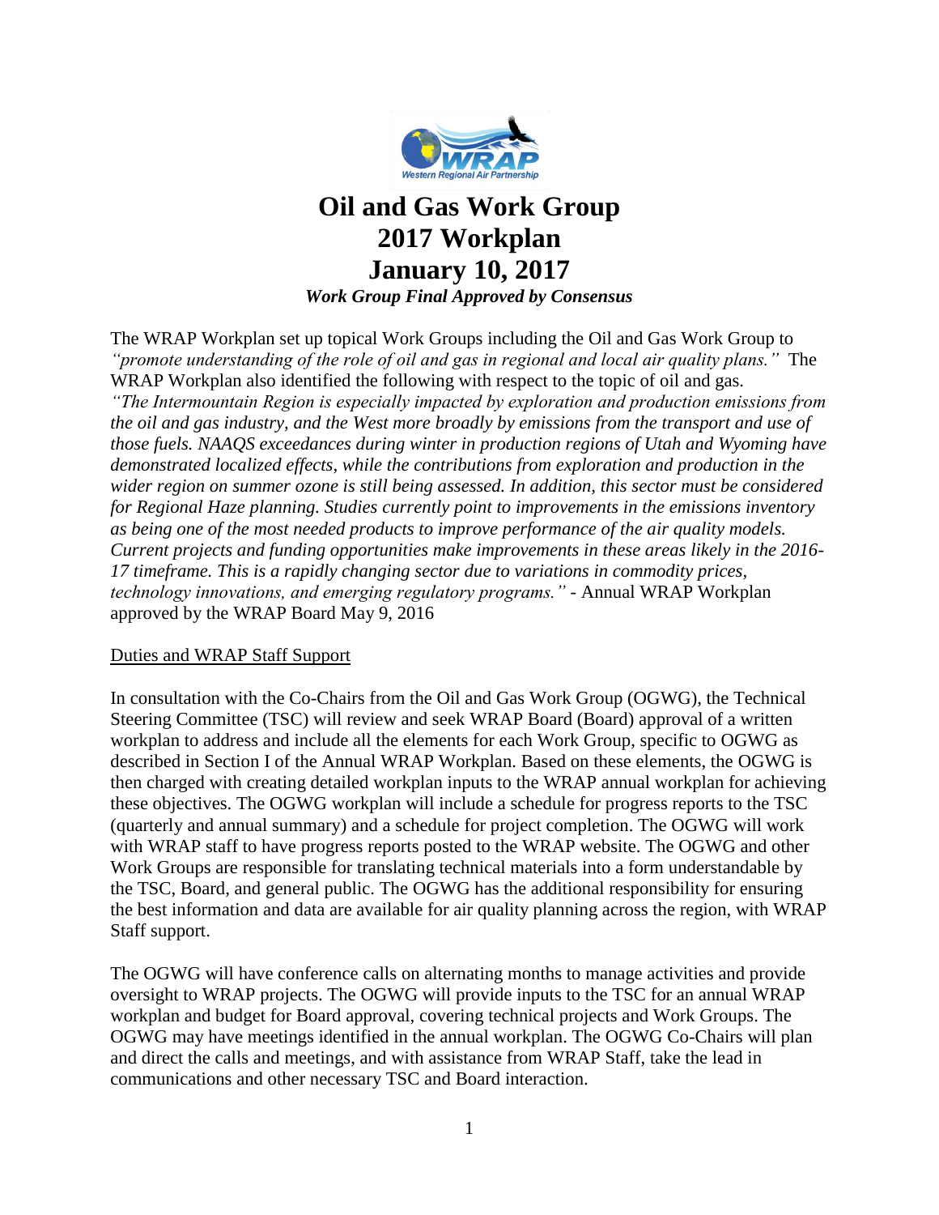# Oil and Gas Work Group 2017 Workplan January 10, 2017

***Work Group Final Approved by Consensus***

The WRAP Workplan set up topical Work Groups including the Oil and Gas Work Group to *"promote understanding of the role of oil and gas in regional and local air quality plans."* The WRAP Workplan also identified the following with respect to the topic of oil and gas. *"The Intermountain Region is especially impacted by exploration and production emissions from the oil and gas industry, and the West more broadly by emissions from the transport and use of those fuels. NAAQS exceedances during winter in production regions of Utah and Wyoming have demonstrated localized effects, while the contributions from exploration and production in the wider region on summer ozone is still being assessed. In addition, this sector must be considered for Regional Haze planning. Studies currently point to improvements in the emissions inventory as being one of the most needed products to improve performance of the air quality models. Current projects and funding opportunities make improvements in these areas likely in the 2016-17 timeframe. This is a rapidly changing sector due to variations in commodity prices, technology innovations, and emerging regulatory programs."* - Annual WRAP Workplan approved by the WRAP Board May 9, 2016

Duties and WRAP Staff Support

In consultation with the Co-Chairs from the Oil and Gas Work Group (OGWG), the Technical Steering Committee (TSC) will review and seek WRAP Board (Board) approval of a written workplan to address and include all the elements for each Work Group, specific to OGWG as described in Section I of the Annual WRAP Workplan. Based on these elements, the OGWG is then charged with creating detailed workplan inputs to the WRAP annual workplan for achieving these objectives. The OGWG workplan will include a schedule for progress reports to the TSC (quarterly and annual summary) and a schedule for project completion. The OGWG will work with WRAP staff to have progress reports posted to the WRAP website. The OGWG and other Work Groups are responsible for translating technical materials into a form understandable by the TSC, Board, and general public. The OGWG has the additional responsibility for ensuring the best information and data are available for air quality planning across the region, with WRAP Staff support.

The OGWG will have conference calls on alternating months to manage activities and provide oversight to WRAP projects. The OGWG will provide inputs to the TSC for an annual WRAP workplan and budget for Board approval, covering technical projects and Work Groups. The OGWG may have meetings identified in the annual workplan. The OGWG Co-Chairs will plan and direct the calls and meetings, and with assistance from WRAP Staff, take the lead in communications and other necessary TSC and Board interaction.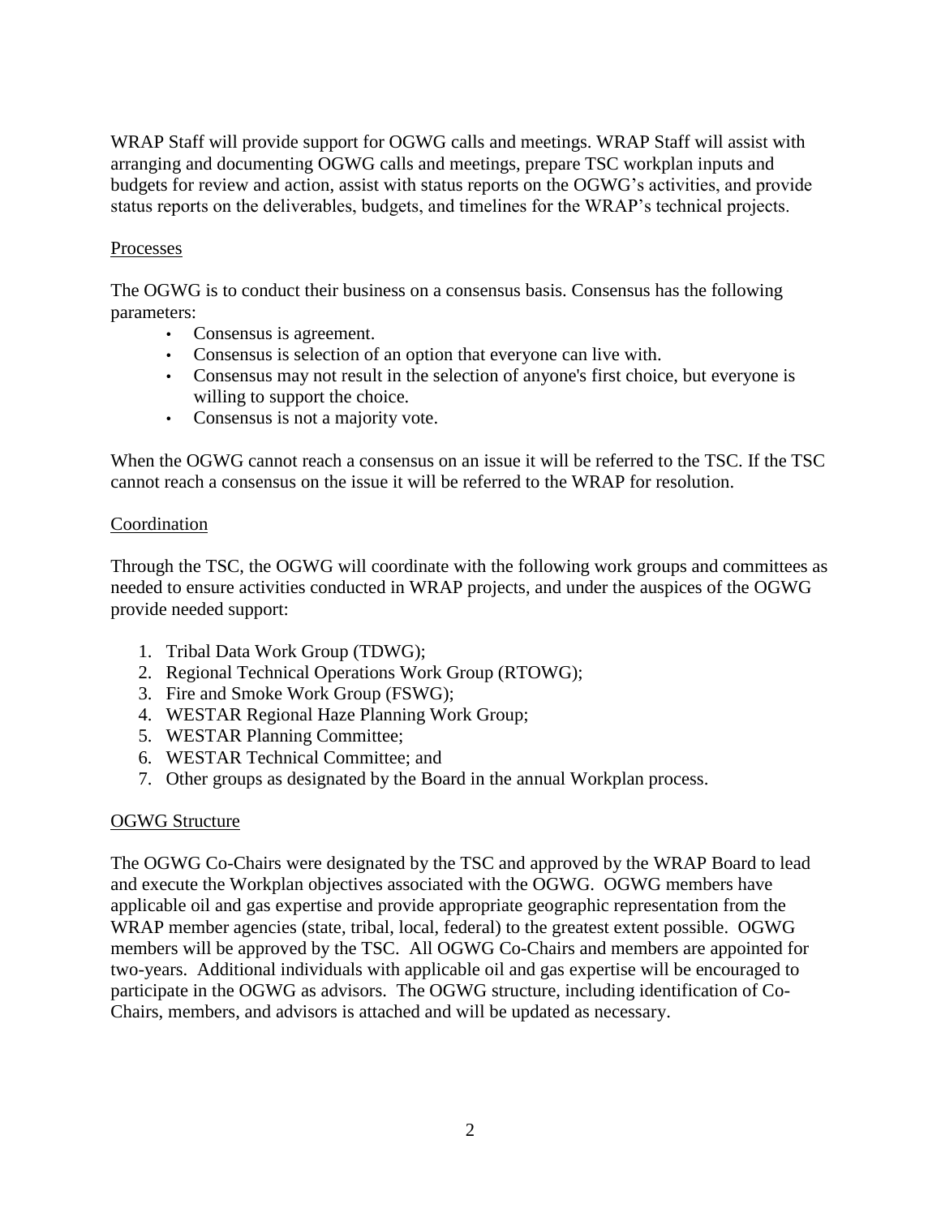WRAP Staff will provide support for OGWG calls and meetings. WRAP Staff will assist with arranging and documenting OGWG calls and meetings, prepare TSC workplan inputs and budgets for review and action, assist with status reports on the OGWG's activities, and provide status reports on the deliverables, budgets, and timelines for the WRAP's technical projects.

<u>Processes</u>

The OGWG is to conduct their business on a consensus basis. Consensus has the following parameters:

- Consensus is agreement.
- Consensus is selection of an option that everyone can live with.
- Consensus may not result in the selection of anyone's first choice, but everyone is willing to support the choice.
- Consensus is not a majority vote.

When the OGWG cannot reach a consensus on an issue it will be referred to the TSC. If the TSC cannot reach a consensus on the issue it will be referred to the WRAP for resolution.

<u>Coordination</u>

Through the TSC, the OGWG will coordinate with the following work groups and committees as needed to ensure activities conducted in WRAP projects, and under the auspices of the OGWG provide needed support:

1. Tribal Data Work Group (TDWG);
2. Regional Technical Operations Work Group (RTOWG);
3. Fire and Smoke Work Group (FSWG);
4. WESTAR Regional Haze Planning Work Group;
5. WESTAR Planning Committee;
6. WESTAR Technical Committee; and
7. Other groups as designated by the Board in the annual Workplan process.

<u>OGWG Structure</u>

The OGWG Co-Chairs were designated by the TSC and approved by the WRAP Board to lead and execute the Workplan objectives associated with the OGWG. OGWG members have applicable oil and gas expertise and provide appropriate geographic representation from the WRAP member agencies (state, tribal, local, federal) to the greatest extent possible. OGWG members will be approved by the TSC. All OGWG Co-Chairs and members are appointed for two-years. Additional individuals with applicable oil and gas expertise will be encouraged to participate in the OGWG as advisors. The OGWG structure, including identification of Co-Chairs, members, and advisors is attached and will be updated as necessary.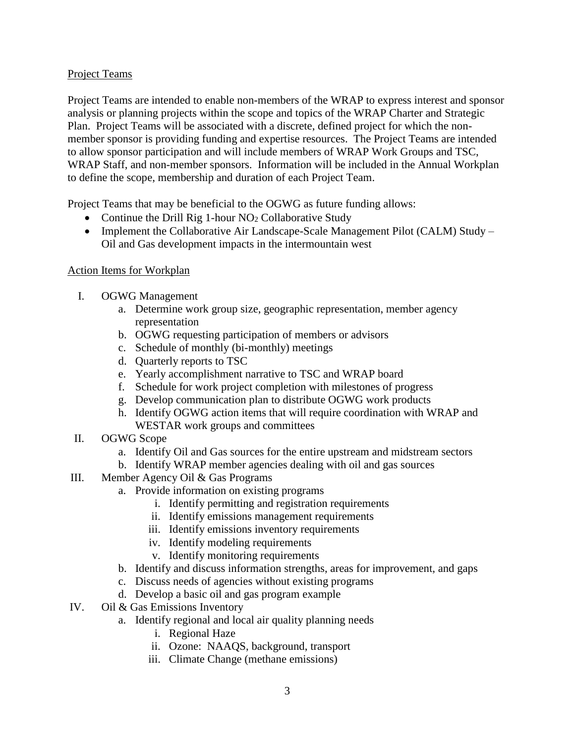Project Teams

Project Teams are intended to enable non-members of the WRAP to express interest and sponsor analysis or planning projects within the scope and topics of the WRAP Charter and Strategic Plan. Project Teams will be associated with a discrete, defined project for which the non-member sponsor is providing funding and expertise resources. The Project Teams are intended to allow sponsor participation and will include members of WRAP Work Groups and TSC, WRAP Staff, and non-member sponsors. Information will be included in the Annual Workplan to define the scope, membership and duration of each Project Team.

Project Teams that may be beneficial to the OGWG as future funding allows:

- Continue the Drill Rig 1-hour $NO_2$ Collaborative Study
- Implement the Collaborative Air Landscape-Scale Management Pilot (CALM) Study – Oil and Gas development impacts in the intermountain west

Action Items for Workplan

I. OGWG Management
   a. Determine work group size, geographic representation, member agency representation
   b. OGWG requesting participation of members or advisors
   c. Schedule of monthly (bi-monthly) meetings
   d. Quarterly reports to TSC
   e. Yearly accomplishment narrative to TSC and WRAP board
   f. Schedule for work project completion with milestones of progress
   g. Develop communication plan to distribute OGWG work products
   h. Identify OGWG action items that will require coordination with WRAP and WESTAR work groups and committees

II. OGWG Scope
   a. Identify Oil and Gas sources for the entire upstream and midstream sectors
   b. Identify WRAP member agencies dealing with oil and gas sources

III. Member Agency Oil & Gas Programs
   a. Provide information on existing programs
      i. Identify permitting and registration requirements
      ii. Identify emissions management requirements
      iii. Identify emissions inventory requirements
      iv. Identify modeling requirements
      v. Identify monitoring requirements
   b. Identify and discuss information strengths, areas for improvement, and gaps
   c. Discuss needs of agencies without existing programs
   d. Develop a basic oil and gas program example

IV. Oil & Gas Emissions Inventory
   a. Identify regional and local air quality planning needs
      i. Regional Haze
      ii. Ozone: NAAQS, background, transport
      iii. Climate Change (methane emissions)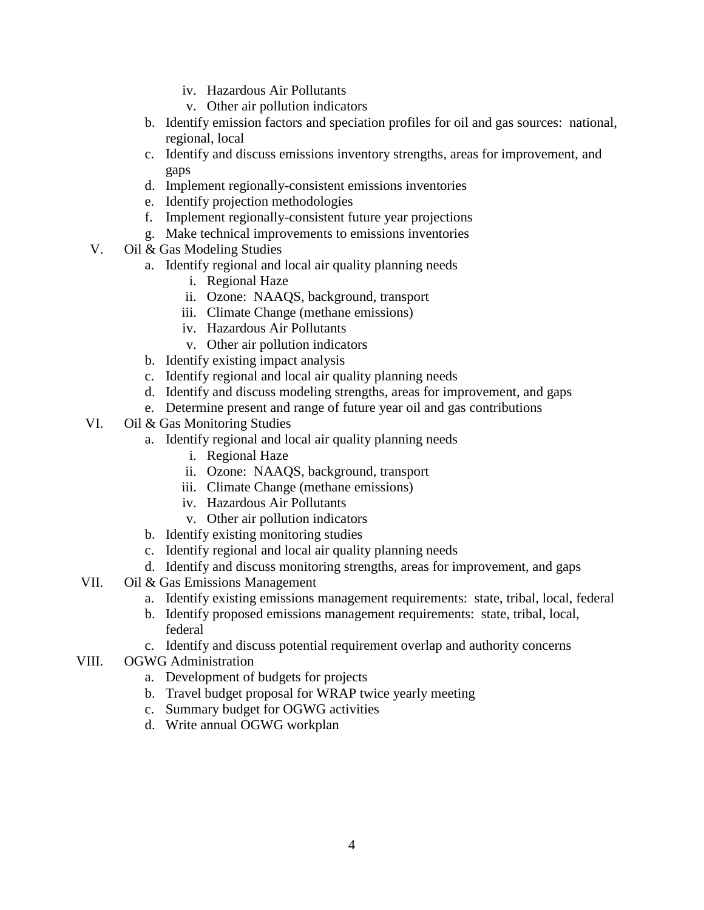iv. Hazardous Air Pollutants
    v. Other air pollution indicators
  b. Identify emission factors and speciation profiles for oil and gas sources: national, regional, local
  c. Identify and discuss emissions inventory strengths, areas for improvement, and gaps
  d. Implement regionally-consistent emissions inventories
  e. Identify projection methodologies
  f. Implement regionally-consistent future year projections
  g. Make technical improvements to emissions inventories

V. Oil & Gas Modeling Studies
  a. Identify regional and local air quality planning needs
    i. Regional Haze
    ii. Ozone: NAAQS, background, transport
    iii. Climate Change (methane emissions)
    iv. Hazardous Air Pollutants
    v. Other air pollution indicators
  b. Identify existing impact analysis
  c. Identify regional and local air quality planning needs
  d. Identify and discuss modeling strengths, areas for improvement, and gaps
  e. Determine present and range of future year oil and gas contributions

VI. Oil & Gas Monitoring Studies
  a. Identify regional and local air quality planning needs
    i. Regional Haze
    ii. Ozone: NAAQS, background, transport
    iii. Climate Change (methane emissions)
    iv. Hazardous Air Pollutants
    v. Other air pollution indicators
  b. Identify existing monitoring studies
  c. Identify regional and local air quality planning needs
  d. Identify and discuss monitoring strengths, areas for improvement, and gaps

VII. Oil & Gas Emissions Management
  a. Identify existing emissions management requirements: state, tribal, local, federal
  b. Identify proposed emissions management requirements: state, tribal, local, federal
  c. Identify and discuss potential requirement overlap and authority concerns

VIII. OGWG Administration
  a. Development of budgets for projects
  b. Travel budget proposal for WRAP twice yearly meeting
  c. Summary budget for OGWG activities
  d. Write annual OGWG workplan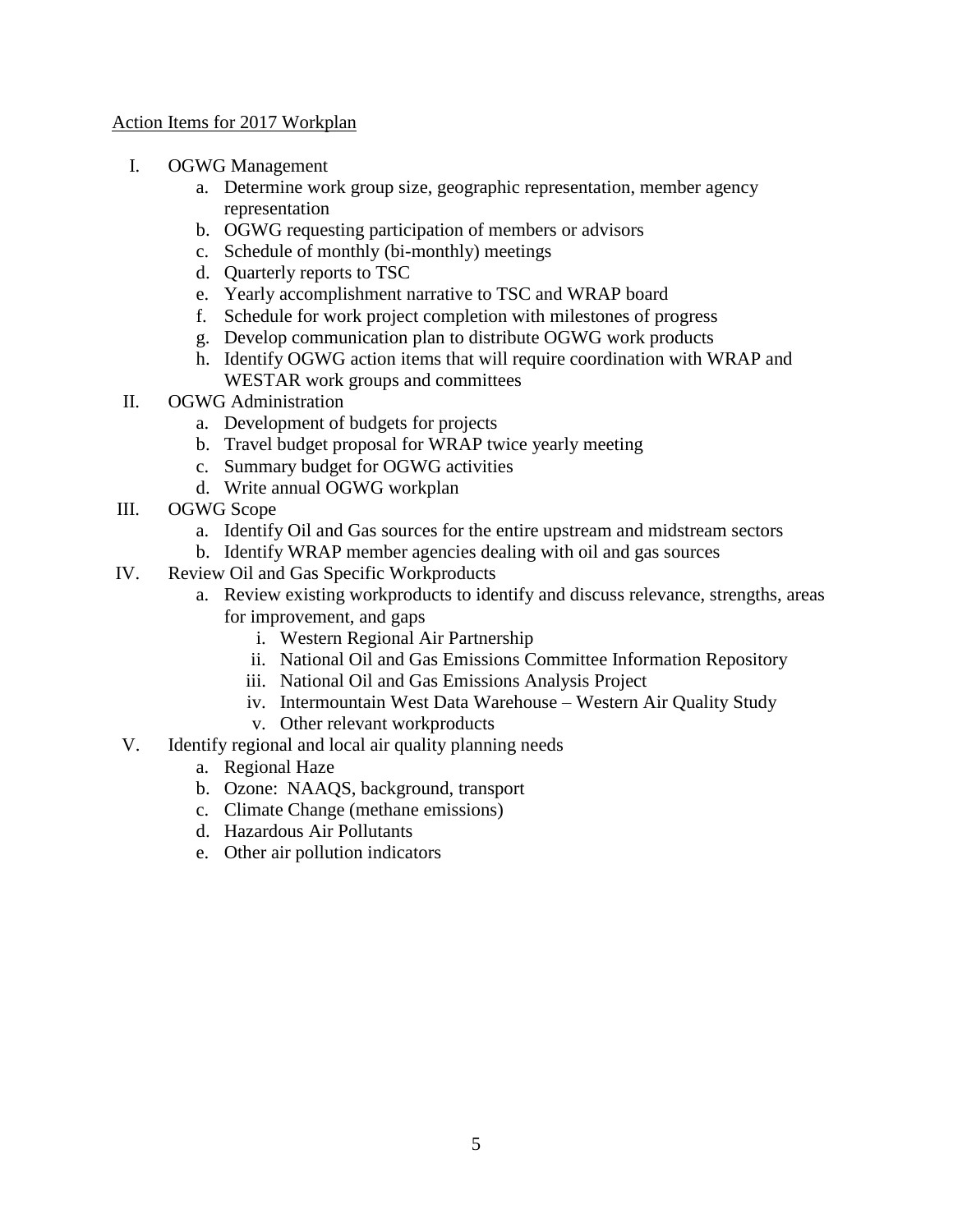<u>Action Items for 2017 Workplan</u>

I. OGWG Management
   a. Determine work group size, geographic representation, member agency representation
   b. OGWG requesting participation of members or advisors
   c. Schedule of monthly (bi-monthly) meetings
   d. Quarterly reports to TSC
   e. Yearly accomplishment narrative to TSC and WRAP board
   f. Schedule for work project completion with milestones of progress
   g. Develop communication plan to distribute OGWG work products
   h. Identify OGWG action items that will require coordination with WRAP and WESTAR work groups and committees

II. OGWG Administration
   a. Development of budgets for projects
   b. Travel budget proposal for WRAP twice yearly meeting
   c. Summary budget for OGWG activities
   d. Write annual OGWG workplan

III. OGWG Scope
   a. Identify Oil and Gas sources for the entire upstream and midstream sectors
   b. Identify WRAP member agencies dealing with oil and gas sources

IV. Review Oil and Gas Specific Workproducts
   a. Review existing workproducts to identify and discuss relevance, strengths, areas for improvement, and gaps
      i. Western Regional Air Partnership
      ii. National Oil and Gas Emissions Committee Information Repository
      iii. National Oil and Gas Emissions Analysis Project
      iv. Intermountain West Data Warehouse – Western Air Quality Study
      v. Other relevant workproducts

V. Identify regional and local air quality planning needs
   a. Regional Haze
   b. Ozone: NAAQS, background, transport
   c. Climate Change (methane emissions)
   d. Hazardous Air Pollutants
   e. Other air pollution indicators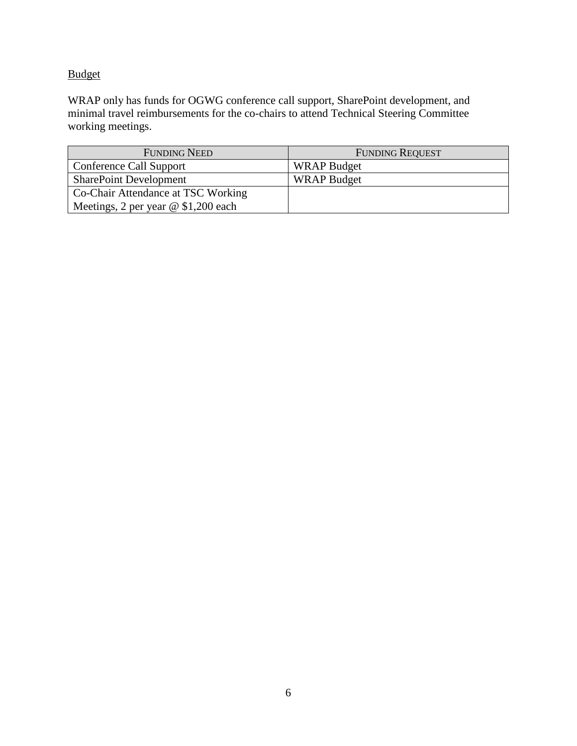Budget

WRAP only has funds for OGWG conference call support, SharePoint development, and minimal travel reimbursements for the co-chairs to attend Technical Steering Committee working meetings.

| Funding Need | Funding Request |
| --- | --- |
| Conference Call Support | WRAP Budget |
| SharePoint Development | WRAP Budget |
| Co-Chair Attendance at TSC Working Meetings, 2 per year @ $1,200 each | |